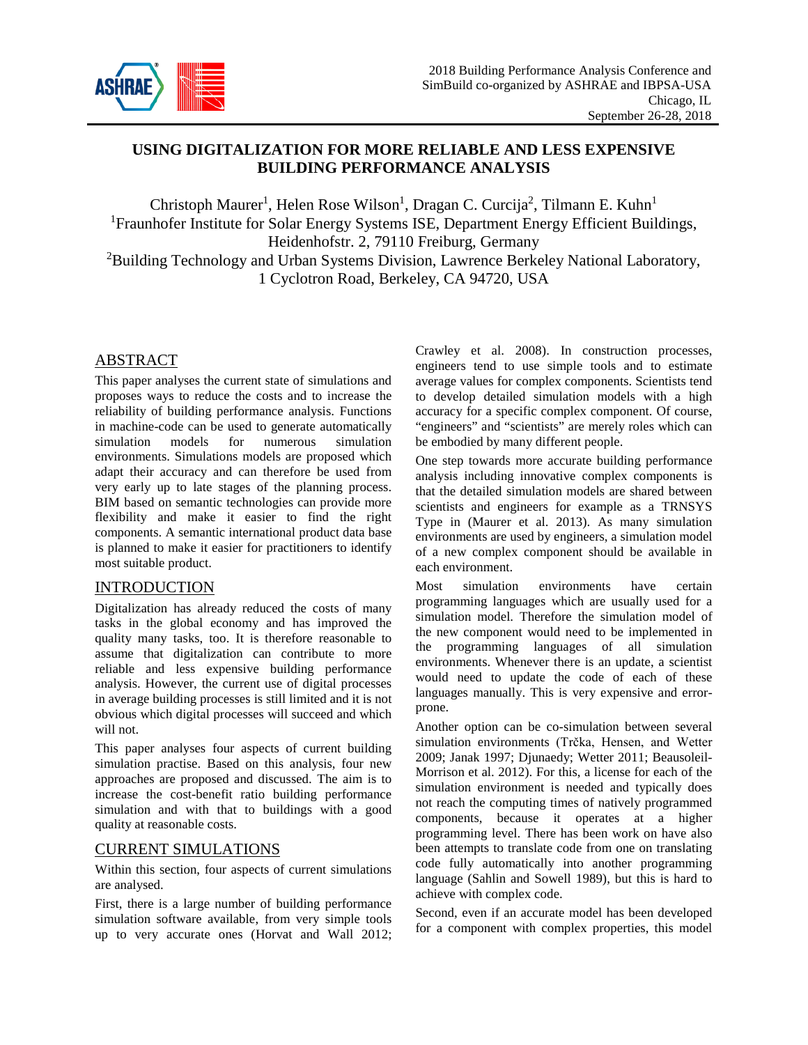# USING DIGITALIZATION FOR MORE RELIABLE AND LESS EXPENSIVE BUILDING PERFORMANCE ANALYSIS

Christoph Maurer[1], Helen Rose Wilson[1], Dragan C. Curcija[2], Tilmann E. Kuhn[1]

[1]Fraunhofer Institute for Solar Energy Systems ISE, Department Energy Efficient Buildings, Heidenhofstr. 2, 79110 Freiburg, Germany

[2]Building Technology and Urban Systems Division, Lawrence Berkeley National Laboratory, 1 Cyclotron Road, Berkeley, CA 94720, USA

## ABSTRACT

This paper analyses the current state of simulations and proposes ways to reduce the costs and to increase the reliability of building performance analysis. Functions in machine-code can be used to generate automatically simulation models for numerous simulation environments. Simulations models are proposed which adapt their accuracy and can therefore be used from very early up to late stages of the planning process. BIM based on semantic technologies can provide more flexibility and make it easier to find the right components. A semantic international product data base is planned to make it easier for practitioners to identify most suitable product.

## INTRODUCTION

Digitalization has already reduced the costs of many tasks in the global economy and has improved the quality many tasks, too. It is therefore reasonable to assume that digitalization can contribute to more reliable and less expensive building performance analysis. However, the current use of digital processes in average building processes is still limited and it is not obvious which digital processes will succeed and which will not.

This paper analyses four aspects of current building simulation practise. Based on this analysis, four new approaches are proposed and discussed. The aim is to increase the cost-benefit ratio building performance simulation and with that to buildings with a good quality at reasonable costs.

## CURRENT SIMULATIONS

Within this section, four aspects of current simulations are analysed.

First, there is a large number of building performance simulation software available, from very simple tools up to very accurate ones (Horvat and Wall 2012; Crawley et al. 2008). In construction processes, engineers tend to use simple tools and to estimate average values for complex components. Scientists tend to develop detailed simulation models with a high accuracy for a specific complex component. Of course, "engineers" and "scientists" are merely roles which can be embodied by many different people.

One step towards more accurate building performance analysis including innovative complex components is that the detailed simulation models are shared between scientists and engineers for example as a TRNSYS Type in (Maurer et al. 2013). As many simulation environments are used by engineers, a simulation model of a new complex component should be available in each environment.

Most simulation environments have certain programming languages which are usually used for a simulation model. Therefore the simulation model of the new component would need to be implemented in the programming languages of all simulation environments. Whenever there is an update, a scientist would need to update the code of each of these languages manually. This is very expensive and error-prone.

Another option can be co-simulation between several simulation environments (Trčka, Hensen, and Wetter 2009; Janak 1997; Djunaedy; Wetter 2011; Beausoleil-Morrison et al. 2012). For this, a license for each of the simulation environment is needed and typically does not reach the computing times of natively programmed components, because it operates at a higher programming level. There has been work on have also been attempts to translate code from one on translating code fully automatically into another programming language (Sahlin and Sowell 1989), but this is hard to achieve with complex code.

Second, even if an accurate model has been developed for a component with complex properties, this model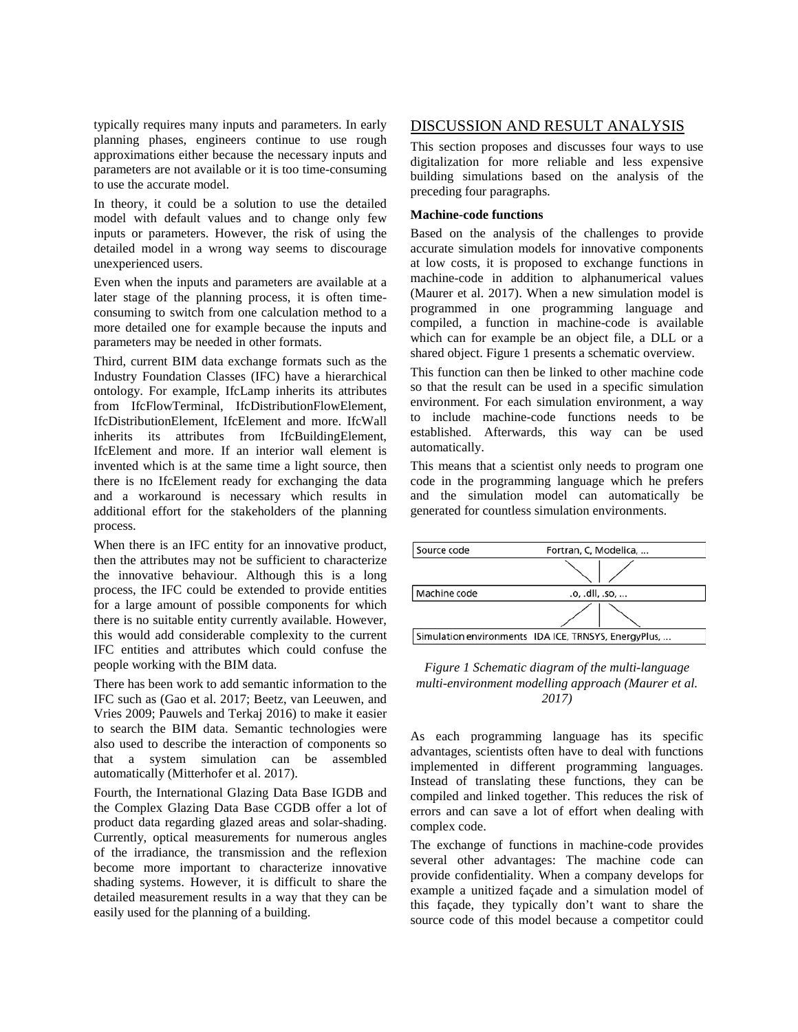typically requires many inputs and parameters. In early planning phases, engineers continue to use rough approximations either because the necessary inputs and parameters are not available or it is too time-consuming to use the accurate model.

In theory, it could be a solution to use the detailed model with default values and to change only few inputs or parameters. However, the risk of using the detailed model in a wrong way seems to discourage unexperienced users.

Even when the inputs and parameters are available at a later stage of the planning process, it is often time-consuming to switch from one calculation method to a more detailed one for example because the inputs and parameters may be needed in other formats.

Third, current BIM data exchange formats such as the Industry Foundation Classes (IFC) have a hierarchical ontology. For example, IfcLamp inherits its attributes from IfcFlowTerminal, IfcDistributionFlowElement, IfcDistributionElement, IfcElement and more. IfcWall inherits its attributes from IfcBuildingElement, IfcElement and more. If an interior wall element is invented which is at the same time a light source, then there is no IfcElement ready for exchanging the data and a workaround is necessary which results in additional effort for the stakeholders of the planning process.

When there is an IFC entity for an innovative product, then the attributes may not be sufficient to characterize the innovative behaviour. Although this is a long process, the IFC could be extended to provide entities for a large amount of possible components for which there is no suitable entity currently available. However, this would add considerable complexity to the current IFC entities and attributes which could confuse the people working with the BIM data.

There has been work to add semantic information to the IFC such as (Gao et al. 2017; Beetz, van Leeuwen, and Vries 2009; Pauwels and Terkaj 2016) to make it easier to search the BIM data. Semantic technologies were also used to describe the interaction of components so that a system simulation can be assembled automatically (Mitterhofer et al. 2017).

Fourth, the International Glazing Data Base IGDB and the Complex Glazing Data Base CGDB offer a lot of product data regarding glazed areas and solar-shading. Currently, optical measurements for numerous angles of the irradiance, the transmission and the reflexion become more important to characterize innovative shading systems. However, it is difficult to share the detailed measurement results in a way that they can be easily used for the planning of a building.

## DISCUSSION AND RESULT ANALYSIS

This section proposes and discusses four ways to use digitalization for more reliable and less expensive building simulations based on the analysis of the preceding four paragraphs.

### Machine-code functions

Based on the analysis of the challenges to provide accurate simulation models for innovative components at low costs, it is proposed to exchange functions in machine-code in addition to alphanumerical values (Maurer et al. 2017). When a new simulation model is programmed in one programming language and compiled, a function in machine-code is available which can for example be an object file, a DLL or a shared object. Figure 1 presents a schematic overview.

This function can then be linked to other machine code so that the result can be used in a specific simulation environment. For each simulation environment, a way to include machine-code functions needs to be established. Afterwards, this way can be used automatically.

This means that a scientist only needs to program one code in the programming language which he prefers and the simulation model can automatically be generated for countless simulation environments.

Source code — Fortran, C, Modelica, ...

Machine code — .o, .dll, .so, ...

Simulation environments — IDA ICE, TRNSYS, EnergyPlus, ...

*Figure 1 Schematic diagram of the multi-language multi-environment modelling approach (Maurer et al. 2017)*

As each programming language has its specific advantages, scientists often have to deal with functions implemented in different programming languages. Instead of translating these functions, they can be compiled and linked together. This reduces the risk of errors and can save a lot of effort when dealing with complex code.

The exchange of functions in machine-code provides several other advantages: The machine code can provide confidentiality. When a company develops for example a unitized façade and a simulation model of this façade, they typically don't want to share the source code of this model because a competitor could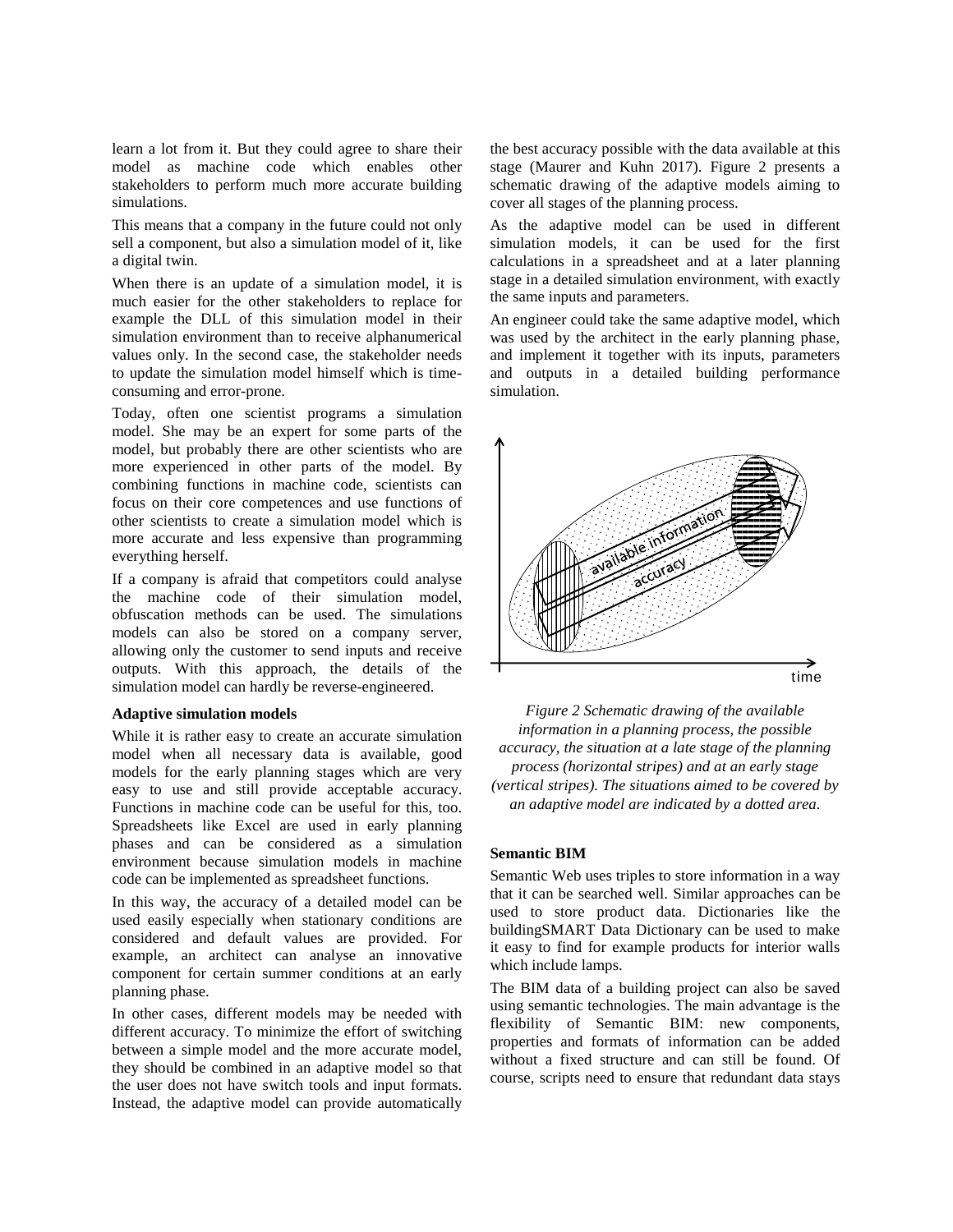learn a lot from it. But they could agree to share their model as machine code which enables other stakeholders to perform much more accurate building simulations.

This means that a company in the future could not only sell a component, but also a simulation model of it, like a digital twin.

When there is an update of a simulation model, it is much easier for the other stakeholders to replace for example the DLL of this simulation model in their simulation environment than to receive alphanumerical values only. In the second case, the stakeholder needs to update the simulation model himself which is time-consuming and error-prone.

Today, often one scientist programs a simulation model. She may be an expert for some parts of the model, but probably there are other scientists who are more experienced in other parts of the model. By combining functions in machine code, scientists can focus on their core competences and use functions of other scientists to create a simulation model which is more accurate and less expensive than programming everything herself.

If a company is afraid that competitors could analyse the machine code of their simulation model, obfuscation methods can be used. The simulations models can also be stored on a company server, allowing only the customer to send inputs and receive outputs. With this approach, the details of the simulation model can hardly be reverse-engineered.

**Adaptive simulation models**

While it is rather easy to create an accurate simulation model when all necessary data is available, good models for the early planning stages which are very easy to use and still provide acceptable accuracy. Functions in machine code can be useful for this, too. Spreadsheets like Excel are used in early planning phases and can be considered as a simulation environment because simulation models in machine code can be implemented as spreadsheet functions.

In this way, the accuracy of a detailed model can be used easily especially when stationary conditions are considered and default values are provided. For example, an architect can analyse an innovative component for certain summer conditions at an early planning phase.

In other cases, different models may be needed with different accuracy. To minimize the effort of switching between a simple model and the more accurate model, they should be combined in an adaptive model so that the user does not have switch tools and input formats. Instead, the adaptive model can provide automatically the best accuracy possible with the data available at this stage (Maurer and Kuhn 2017). Figure 2 presents a schematic drawing of the adaptive models aiming to cover all stages of the planning process.

As the adaptive model can be used in different simulation models, it can be used for the first calculations in a spreadsheet and at a later planning stage in a detailed simulation environment, with exactly the same inputs and parameters.

An engineer could take the same adaptive model, which was used by the architect in the early planning phase, and implement it together with its inputs, parameters and outputs in a detailed building performance simulation.

available information

accuracy

time

*Figure 2 Schematic drawing of the available information in a planning process, the possible accuracy, the situation at a late stage of the planning process (horizontal stripes) and at an early stage (vertical stripes). The situations aimed to be covered by an adaptive model are indicated by a dotted area.*

**Semantic BIM**

Semantic Web uses triples to store information in a way that it can be searched well. Similar approaches can be used to store product data. Dictionaries like the buildingSMART Data Dictionary can be used to make it easy to find for example products for interior walls which include lamps.

The BIM data of a building project can also be saved using semantic technologies. The main advantage is the flexibility of Semantic BIM: new components, properties and formats of information can be added without a fixed structure and can still be found. Of course, scripts need to ensure that redundant data stays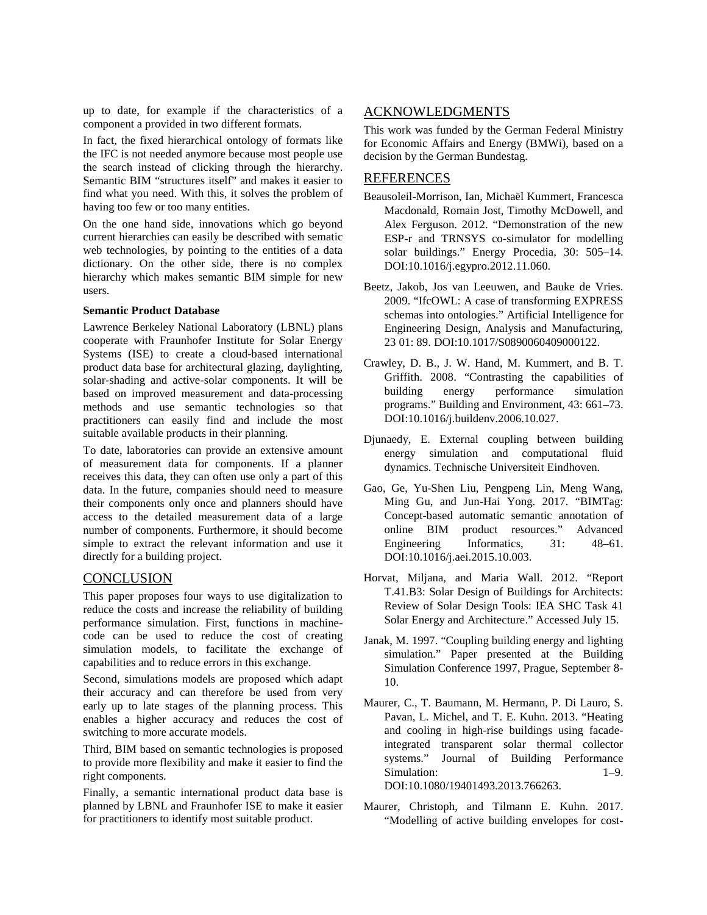up to date, for example if the characteristics of a component a provided in two different formats.

In fact, the fixed hierarchical ontology of formats like the IFC is not needed anymore because most people use the search instead of clicking through the hierarchy. Semantic BIM "structures itself" and makes it easier to find what you need. With this, it solves the problem of having too few or too many entities.

On the one hand side, innovations which go beyond current hierarchies can easily be described with sematic web technologies, by pointing to the entities of a data dictionary. On the other side, there is no complex hierarchy which makes semantic BIM simple for new users.

**Semantic Product Database**

Lawrence Berkeley National Laboratory (LBNL) plans cooperate with Fraunhofer Institute for Solar Energy Systems (ISE) to create a cloud-based international product data base for architectural glazing, daylighting, solar-shading and active-solar components. It will be based on improved measurement and data-processing methods and use semantic technologies so that practitioners can easily find and include the most suitable available products in their planning.

To date, laboratories can provide an extensive amount of measurement data for components. If a planner receives this data, they can often use only a part of this data. In the future, companies should need to measure their components only once and planners should have access to the detailed measurement data of a large number of components. Furthermore, it should become simple to extract the relevant information and use it directly for a building project.

## CONCLUSION

This paper proposes four ways to use digitalization to reduce the costs and increase the reliability of building performance simulation. First, functions in machine-code can be used to reduce the cost of creating simulation models, to facilitate the exchange of capabilities and to reduce errors in this exchange.

Second, simulations models are proposed which adapt their accuracy and can therefore be used from very early up to late stages of the planning process. This enables a higher accuracy and reduces the cost of switching to more accurate models.

Third, BIM based on semantic technologies is proposed to provide more flexibility and make it easier to find the right components.

Finally, a semantic international product data base is planned by LBNL and Fraunhofer ISE to make it easier for practitioners to identify most suitable product.

## ACKNOWLEDGMENTS

This work was funded by the German Federal Ministry for Economic Affairs and Energy (BMWi), based on a decision by the German Bundestag.

## REFERENCES

Beausoleil-Morrison, Ian, Michaël Kummert, Francesca Macdonald, Romain Jost, Timothy McDowell, and Alex Ferguson. 2012. "Demonstration of the new ESP-r and TRNSYS co-simulator for modelling solar buildings." Energy Procedia, 30: 505–14. DOI:10.1016/j.egypro.2012.11.060.

Beetz, Jakob, Jos van Leeuwen, and Bauke de Vries. 2009. "IfcOWL: A case of transforming EXPRESS schemas into ontologies." Artificial Intelligence for Engineering Design, Analysis and Manufacturing, 23 01: 89. DOI:10.1017/S0890060409000122.

Crawley, D. B., J. W. Hand, M. Kummert, and B. T. Griffith. 2008. "Contrasting the capabilities of building energy performance simulation programs." Building and Environment, 43: 661–73. DOI:10.1016/j.buildenv.2006.10.027.

Djunaedy, E. External coupling between building energy simulation and computational fluid dynamics. Technische Universiteit Eindhoven.

Gao, Ge, Yu-Shen Liu, Pengpeng Lin, Meng Wang, Ming Gu, and Jun-Hai Yong. 2017. "BIMTag: Concept-based automatic semantic annotation of online BIM product resources." Advanced Engineering Informatics, 31: 48–61. DOI:10.1016/j.aei.2015.10.003.

Horvat, Miljana, and Maria Wall. 2012. "Report T.41.B3: Solar Design of Buildings for Architects: Review of Solar Design Tools: IEA SHC Task 41 Solar Energy and Architecture." Accessed July 15.

Janak, M. 1997. "Coupling building energy and lighting simulation." Paper presented at the Building Simulation Conference 1997, Prague, September 8-10.

Maurer, C., T. Baumann, M. Hermann, P. Di Lauro, S. Pavan, L. Michel, and T. E. Kuhn. 2013. "Heating and cooling in high-rise buildings using facade-integrated transparent solar thermal collector systems." Journal of Building Performance Simulation: 1–9. DOI:10.1080/19401493.2013.766263.

Maurer, Christoph, and Tilmann E. Kuhn. 2017. "Modelling of active building envelopes for cost-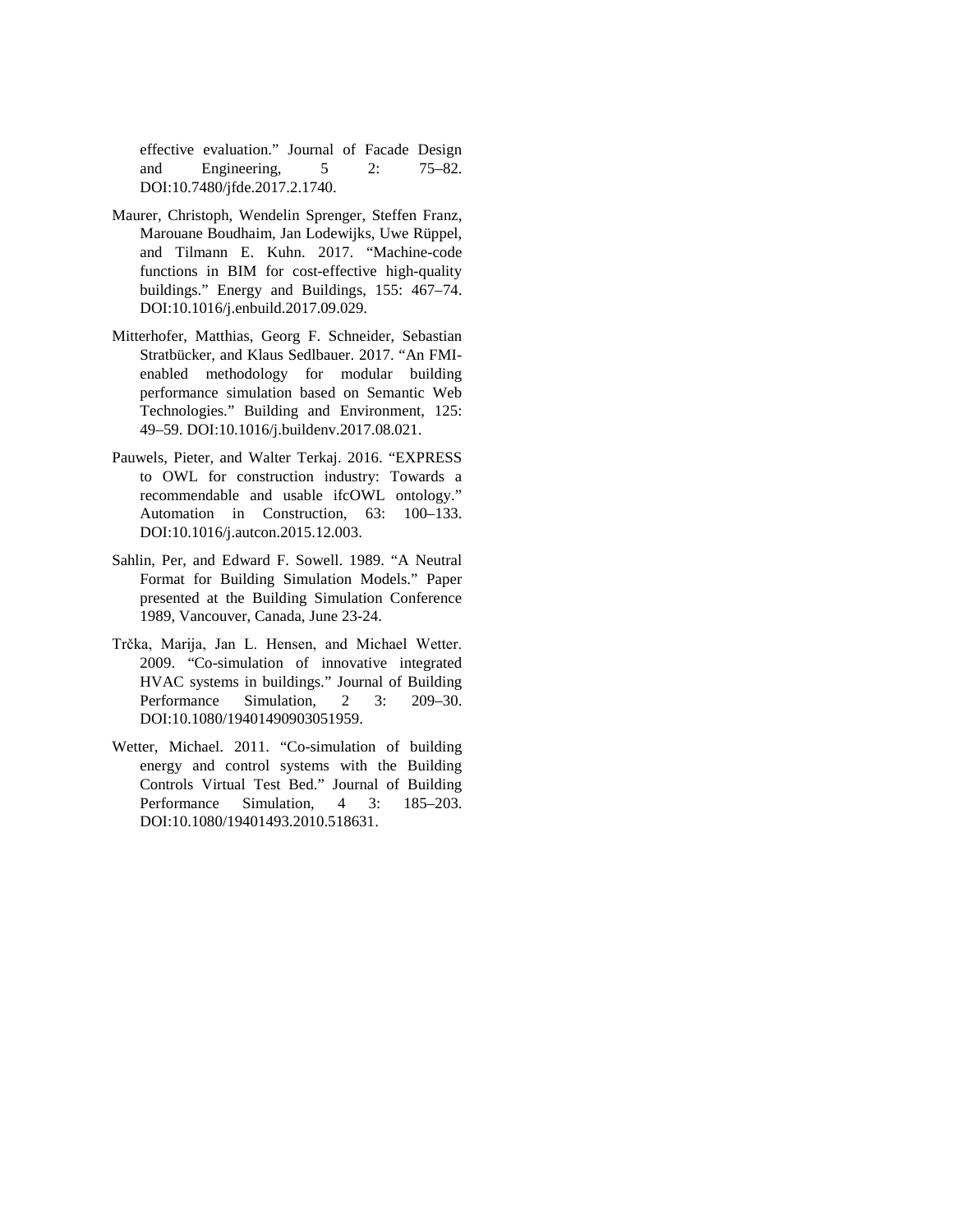effective evaluation." Journal of Facade Design and Engineering, 5 2: 75–82. DOI:10.7480/jfde.2017.2.1740.

Maurer, Christoph, Wendelin Sprenger, Steffen Franz, Marouane Boudhaim, Jan Lodewijks, Uwe Rüppel, and Tilmann E. Kuhn. 2017. "Machine-code functions in BIM for cost-effective high-quality buildings." Energy and Buildings, 155: 467–74. DOI:10.1016/j.enbuild.2017.09.029.

Mitterhofer, Matthias, Georg F. Schneider, Sebastian Stratbücker, and Klaus Sedlbauer. 2017. "An FMI-enabled methodology for modular building performance simulation based on Semantic Web Technologies." Building and Environment, 125: 49–59. DOI:10.1016/j.buildenv.2017.08.021.

Pauwels, Pieter, and Walter Terkaj. 2016. "EXPRESS to OWL for construction industry: Towards a recommendable and usable ifcOWL ontology." Automation in Construction, 63: 100–133. DOI:10.1016/j.autcon.2015.12.003.

Sahlin, Per, and Edward F. Sowell. 1989. "A Neutral Format for Building Simulation Models." Paper presented at the Building Simulation Conference 1989, Vancouver, Canada, June 23-24.

Trčka, Marija, Jan L. Hensen, and Michael Wetter. 2009. "Co-simulation of innovative integrated HVAC systems in buildings." Journal of Building Performance Simulation, 2 3: 209–30. DOI:10.1080/19401490903051959.

Wetter, Michael. 2011. "Co-simulation of building energy and control systems with the Building Controls Virtual Test Bed." Journal of Building Performance Simulation, 4 3: 185–203. DOI:10.1080/19401493.2010.518631.